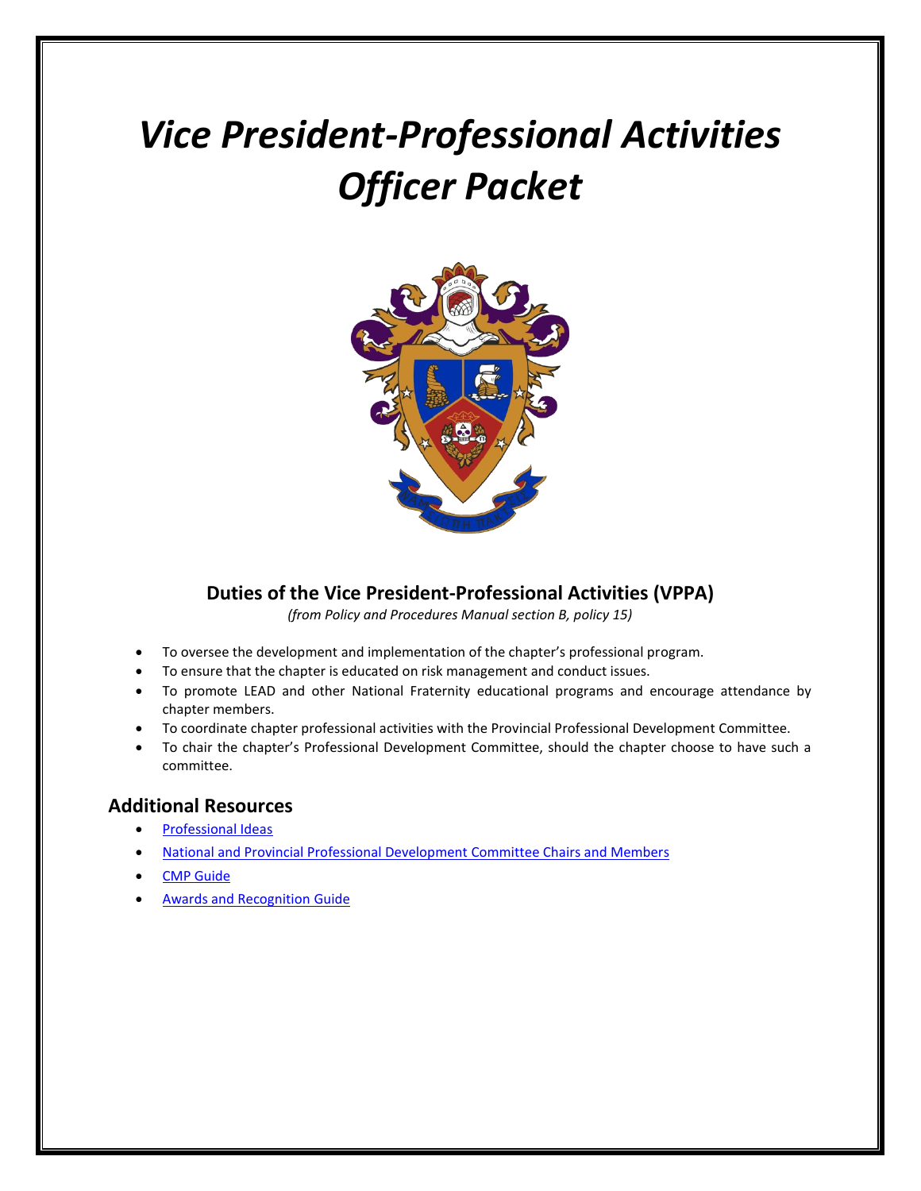# *Vice President-Professional Activities Officer Packet*

## Duties of the Vice President-Professional Activities (VPPA)

*(from Policy and Procedures Manual section B, policy 15)*

- To oversee the development and implementation of the chapter's professional program.
- To ensure that the chapter is educated on risk management and conduct issues.
- To promote LEAD and other National Fraternity educational programs and encourage attendance by chapter members.
- To coordinate chapter professional activities with the Provincial Professional Development Committee.
- To chair the chapter's Professional Development Committee, should the chapter choose to have such a committee.

## Additional Resources

- Professional Ideas
- National and Provincial Professional Development Committee Chairs and Members
- CMP Guide
- Awards and Recognition Guide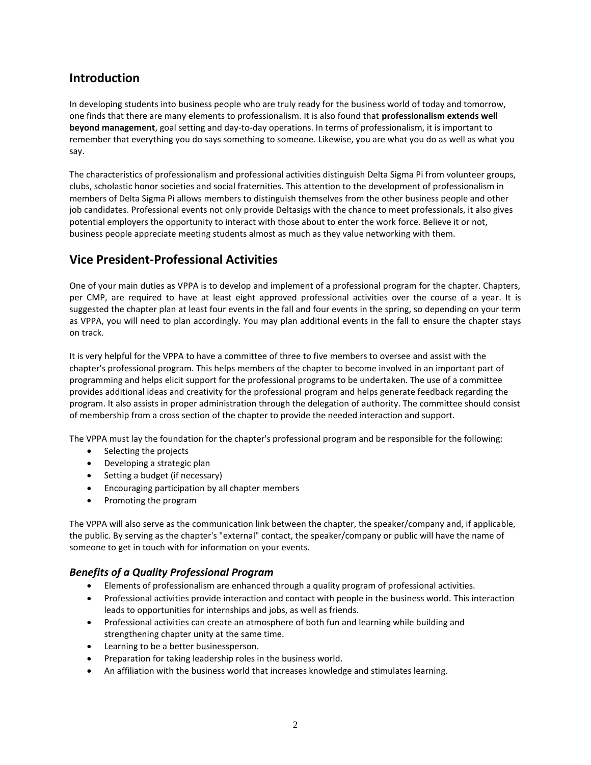## Introduction

In developing students into business people who are truly ready for the business world of today and tomorrow, one finds that there are many elements to professionalism. It is also found that **professionalism extends well beyond management**, goal setting and day-to-day operations. In terms of professionalism, it is important to remember that everything you do says something to someone. Likewise, you are what you do as well as what you say.

The characteristics of professionalism and professional activities distinguish Delta Sigma Pi from volunteer groups, clubs, scholastic honor societies and social fraternities. This attention to the development of professionalism in members of Delta Sigma Pi allows members to distinguish themselves from the other business people and other job candidates. Professional events not only provide Deltasigs with the chance to meet professionals, it also gives potential employers the opportunity to interact with those about to enter the work force. Believe it or not, business people appreciate meeting students almost as much as they value networking with them.

## Vice President-Professional Activities

One of your main duties as VPPA is to develop and implement of a professional program for the chapter. Chapters, per CMP, are required to have at least eight approved professional activities over the course of a year. It is suggested the chapter plan at least four events in the fall and four events in the spring, so depending on your term as VPPA, you will need to plan accordingly. You may plan additional events in the fall to ensure the chapter stays on track.

It is very helpful for the VPPA to have a committee of three to five members to oversee and assist with the chapter's professional program. This helps members of the chapter to become involved in an important part of programming and helps elicit support for the professional programs to be undertaken. The use of a committee provides additional ideas and creativity for the professional program and helps generate feedback regarding the program. It also assists in proper administration through the delegation of authority. The committee should consist of membership from a cross section of the chapter to provide the needed interaction and support.

The VPPA must lay the foundation for the chapter's professional program and be responsible for the following:

- Selecting the projects
- Developing a strategic plan
- Setting a budget (if necessary)
- Encouraging participation by all chapter members
- Promoting the program

The VPPA will also serve as the communication link between the chapter, the speaker/company and, if applicable, the public. By serving as the chapter's "external" contact, the speaker/company or public will have the name of someone to get in touch with for information on your events.

### *Benefits of a Quality Professional Program*

- Elements of professionalism are enhanced through a quality program of professional activities.
- Professional activities provide interaction and contact with people in the business world. This interaction leads to opportunities for internships and jobs, as well as friends.
- Professional activities can create an atmosphere of both fun and learning while building and strengthening chapter unity at the same time.
- Learning to be a better businessperson.
- Preparation for taking leadership roles in the business world.
- An affiliation with the business world that increases knowledge and stimulates learning.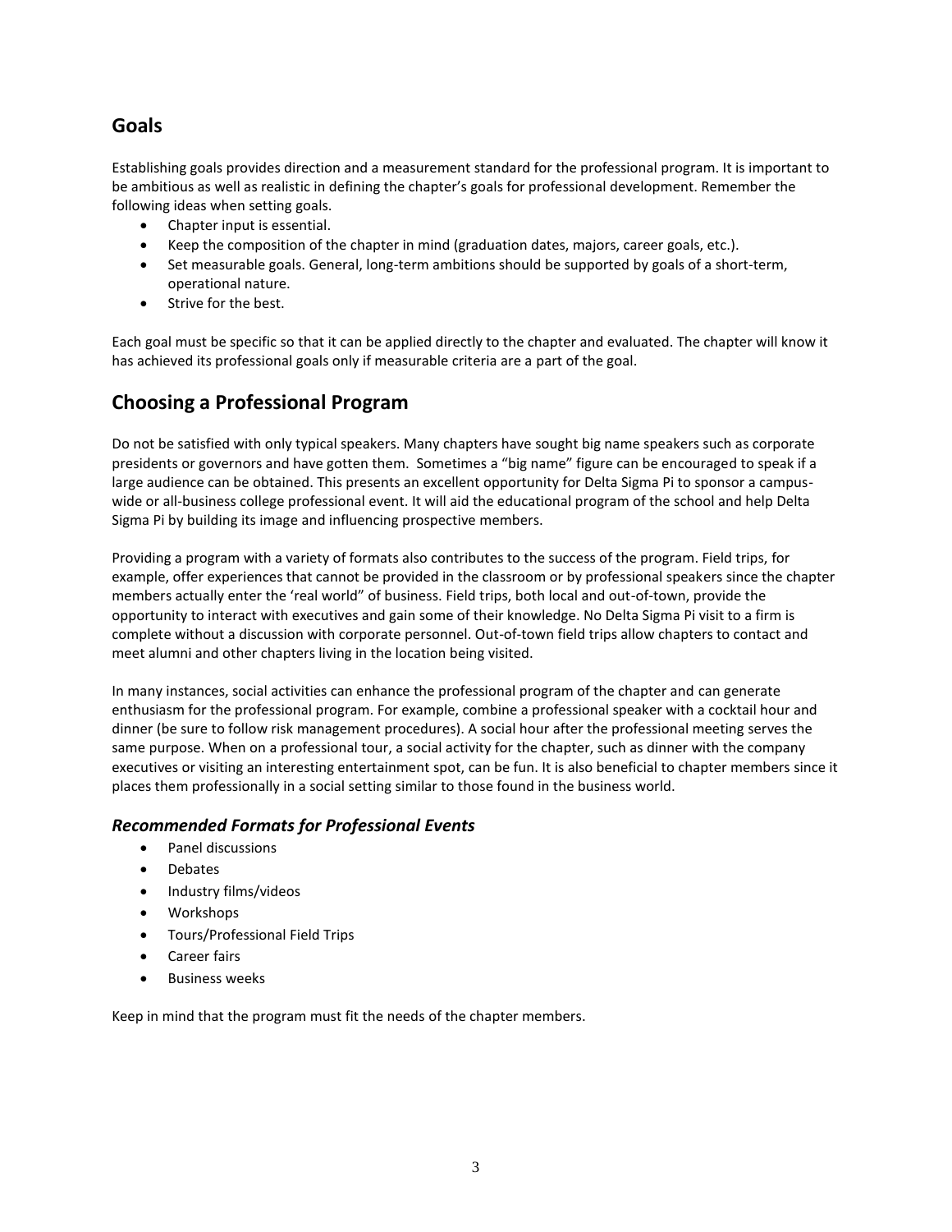## Goals

Establishing goals provides direction and a measurement standard for the professional program. It is important to be ambitious as well as realistic in defining the chapter's goals for professional development. Remember the following ideas when setting goals.

- Chapter input is essential.
- Keep the composition of the chapter in mind (graduation dates, majors, career goals, etc.).
- Set measurable goals. General, long-term ambitions should be supported by goals of a short-term, operational nature.
- Strive for the best.

Each goal must be specific so that it can be applied directly to the chapter and evaluated. The chapter will know it has achieved its professional goals only if measurable criteria are a part of the goal.

## Choosing a Professional Program

Do not be satisfied with only typical speakers. Many chapters have sought big name speakers such as corporate presidents or governors and have gotten them. Sometimes a "big name" figure can be encouraged to speak if a large audience can be obtained. This presents an excellent opportunity for Delta Sigma Pi to sponsor a campus-wide or all-business college professional event. It will aid the educational program of the school and help Delta Sigma Pi by building its image and influencing prospective members.

Providing a program with a variety of formats also contributes to the success of the program. Field trips, for example, offer experiences that cannot be provided in the classroom or by professional speakers since the chapter members actually enter the 'real world" of business. Field trips, both local and out-of-town, provide the opportunity to interact with executives and gain some of their knowledge. No Delta Sigma Pi visit to a firm is complete without a discussion with corporate personnel. Out-of-town field trips allow chapters to contact and meet alumni and other chapters living in the location being visited.

In many instances, social activities can enhance the professional program of the chapter and can generate enthusiasm for the professional program. For example, combine a professional speaker with a cocktail hour and dinner (be sure to follow risk management procedures). A social hour after the professional meeting serves the same purpose. When on a professional tour, a social activity for the chapter, such as dinner with the company executives or visiting an interesting entertainment spot, can be fun. It is also beneficial to chapter members since it places them professionally in a social setting similar to those found in the business world.

### *Recommended Formats for Professional Events*

- Panel discussions
- Debates
- Industry films/videos
- Workshops
- Tours/Professional Field Trips
- Career fairs
- Business weeks

Keep in mind that the program must fit the needs of the chapter members.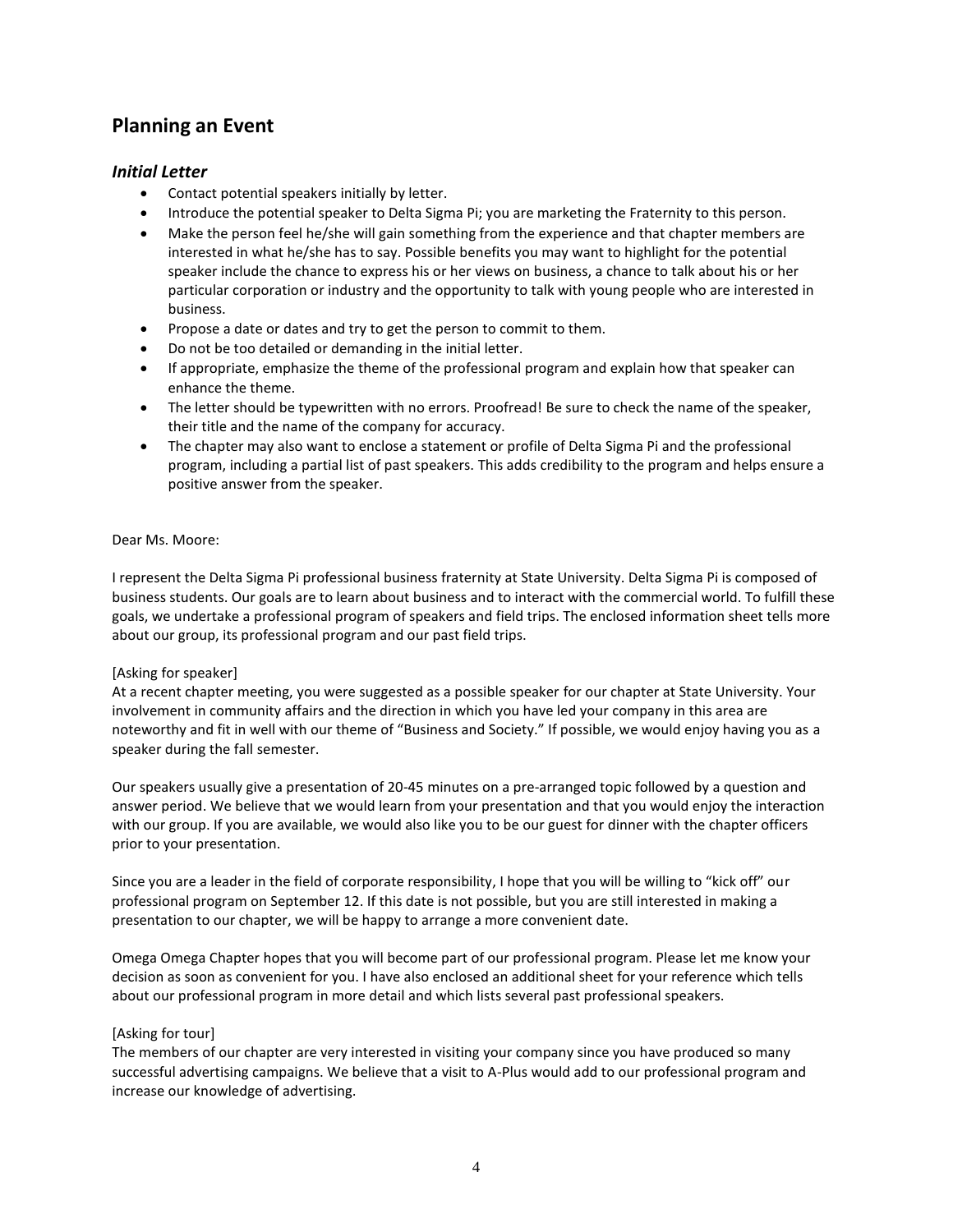## Planning an Event

### *Initial Letter*

- Contact potential speakers initially by letter.
- Introduce the potential speaker to Delta Sigma Pi; you are marketing the Fraternity to this person.
- Make the person feel he/she will gain something from the experience and that chapter members are interested in what he/she has to say. Possible benefits you may want to highlight for the potential speaker include the chance to express his or her views on business, a chance to talk about his or her particular corporation or industry and the opportunity to talk with young people who are interested in business.
- Propose a date or dates and try to get the person to commit to them.
- Do not be too detailed or demanding in the initial letter.
- If appropriate, emphasize the theme of the professional program and explain how that speaker can enhance the theme.
- The letter should be typewritten with no errors. Proofread! Be sure to check the name of the speaker, their title and the name of the company for accuracy.
- The chapter may also want to enclose a statement or profile of Delta Sigma Pi and the professional program, including a partial list of past speakers. This adds credibility to the program and helps ensure a positive answer from the speaker.

Dear Ms. Moore:

I represent the Delta Sigma Pi professional business fraternity at State University. Delta Sigma Pi is composed of business students. Our goals are to learn about business and to interact with the commercial world. To fulfill these goals, we undertake a professional program of speakers and field trips. The enclosed information sheet tells more about our group, its professional program and our past field trips.

[Asking for speaker]
At a recent chapter meeting, you were suggested as a possible speaker for our chapter at State University. Your involvement in community affairs and the direction in which you have led your company in this area are noteworthy and fit in well with our theme of "Business and Society." If possible, we would enjoy having you as a speaker during the fall semester.

Our speakers usually give a presentation of 20-45 minutes on a pre-arranged topic followed by a question and answer period. We believe that we would learn from your presentation and that you would enjoy the interaction with our group. If you are available, we would also like you to be our guest for dinner with the chapter officers prior to your presentation.

Since you are a leader in the field of corporate responsibility, I hope that you will be willing to "kick off" our professional program on September 12. If this date is not possible, but you are still interested in making a presentation to our chapter, we will be happy to arrange a more convenient date.

Omega Omega Chapter hopes that you will become part of our professional program. Please let me know your decision as soon as convenient for you. I have also enclosed an additional sheet for your reference which tells about our professional program in more detail and which lists several past professional speakers.

[Asking for tour]
The members of our chapter are very interested in visiting your company since you have produced so many successful advertising campaigns. We believe that a visit to A-Plus would add to our professional program and increase our knowledge of advertising.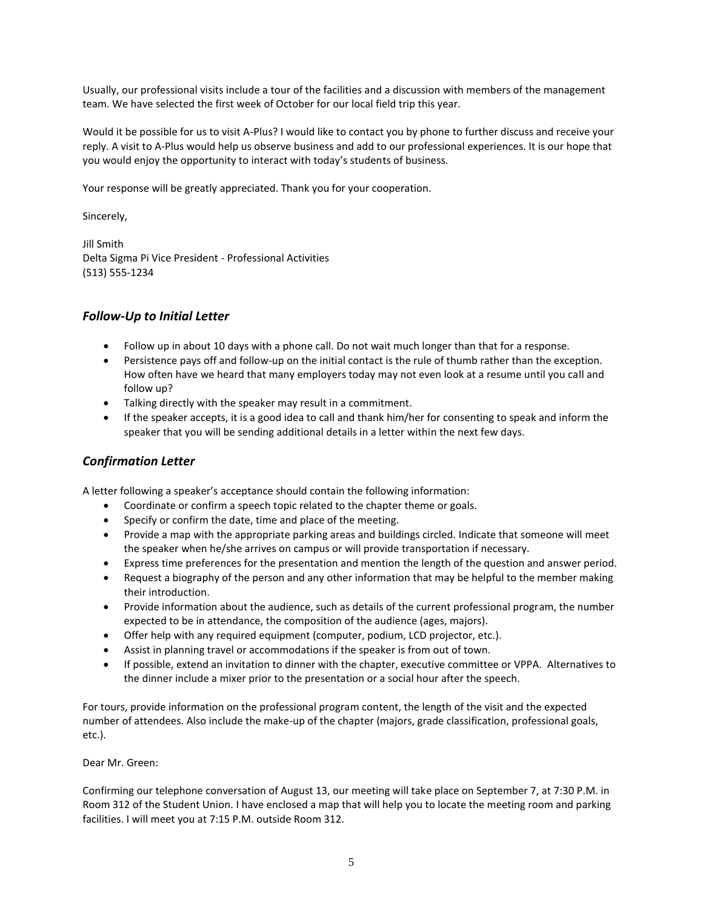Usually, our professional visits include a tour of the facilities and a discussion with members of the management team. We have selected the first week of October for our local field trip this year.

Would it be possible for us to visit A-Plus? I would like to contact you by phone to further discuss and receive your reply. A visit to A-Plus would help us observe business and add to our professional experiences. It is our hope that you would enjoy the opportunity to interact with today's students of business.

Your response will be greatly appreciated. Thank you for your cooperation.

Sincerely,

Jill Smith
Delta Sigma Pi Vice President - Professional Activities
(513) 555-1234

## *Follow-Up to Initial Letter*

- Follow up in about 10 days with a phone call. Do not wait much longer than that for a response.
- Persistence pays off and follow-up on the initial contact is the rule of thumb rather than the exception. How often have we heard that many employers today may not even look at a resume until you call and follow up?
- Talking directly with the speaker may result in a commitment.
- If the speaker accepts, it is a good idea to call and thank him/her for consenting to speak and inform the speaker that you will be sending additional details in a letter within the next few days.

## *Confirmation Letter*

A letter following a speaker's acceptance should contain the following information:

- Coordinate or confirm a speech topic related to the chapter theme or goals.
- Specify or confirm the date, time and place of the meeting.
- Provide a map with the appropriate parking areas and buildings circled. Indicate that someone will meet the speaker when he/she arrives on campus or will provide transportation if necessary.
- Express time preferences for the presentation and mention the length of the question and answer period.
- Request a biography of the person and any other information that may be helpful to the member making their introduction.
- Provide information about the audience, such as details of the current professional program, the number expected to be in attendance, the composition of the audience (ages, majors).
- Offer help with any required equipment (computer, podium, LCD projector, etc.).
- Assist in planning travel or accommodations if the speaker is from out of town.
- If possible, extend an invitation to dinner with the chapter, executive committee or VPPA. Alternatives to the dinner include a mixer prior to the presentation or a social hour after the speech.

For tours, provide information on the professional program content, the length of the visit and the expected number of attendees. Also include the make-up of the chapter (majors, grade classification, professional goals, etc.).

Dear Mr. Green:

Confirming our telephone conversation of August 13, our meeting will take place on September 7, at 7:30 P.M. in Room 312 of the Student Union. I have enclosed a map that will help you to locate the meeting room and parking facilities. I will meet you at 7:15 P.M. outside Room 312.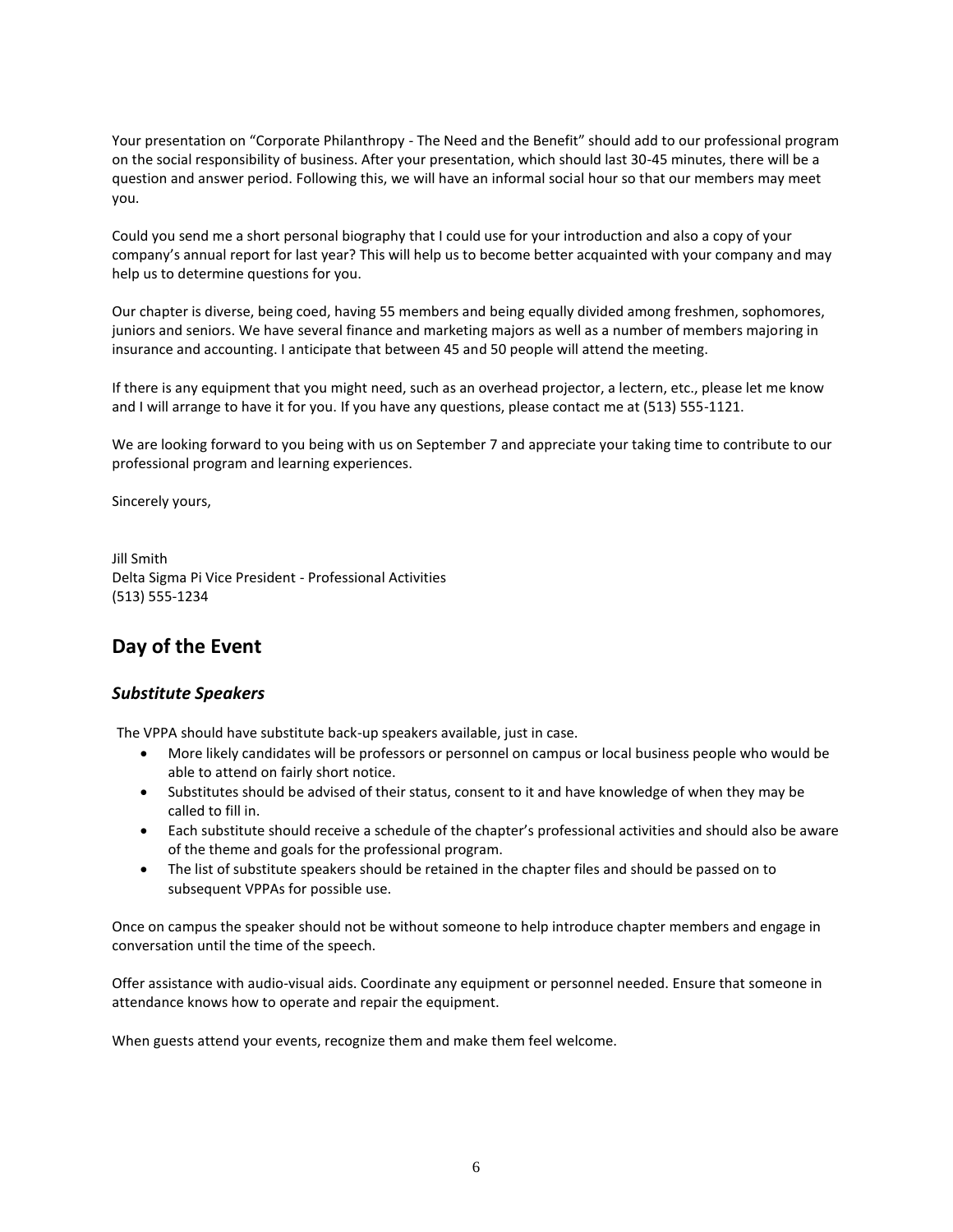Your presentation on "Corporate Philanthropy - The Need and the Benefit" should add to our professional program on the social responsibility of business. After your presentation, which should last 30-45 minutes, there will be a question and answer period. Following this, we will have an informal social hour so that our members may meet you.

Could you send me a short personal biography that I could use for your introduction and also a copy of your company's annual report for last year? This will help us to become better acquainted with your company and may help us to determine questions for you.

Our chapter is diverse, being coed, having 55 members and being equally divided among freshmen, sophomores, juniors and seniors. We have several finance and marketing majors as well as a number of members majoring in insurance and accounting. I anticipate that between 45 and 50 people will attend the meeting.

If there is any equipment that you might need, such as an overhead projector, a lectern, etc., please let me know and I will arrange to have it for you. If you have any questions, please contact me at (513) 555-1121.

We are looking forward to you being with us on September 7 and appreciate your taking time to contribute to our professional program and learning experiences.

Sincerely yours,

Jill Smith
Delta Sigma Pi Vice President - Professional Activities
(513) 555-1234

## Day of the Event

### *Substitute Speakers*

The VPPA should have substitute back-up speakers available, just in case.

- More likely candidates will be professors or personnel on campus or local business people who would be able to attend on fairly short notice.
- Substitutes should be advised of their status, consent to it and have knowledge of when they may be called to fill in.
- Each substitute should receive a schedule of the chapter's professional activities and should also be aware of the theme and goals for the professional program.
- The list of substitute speakers should be retained in the chapter files and should be passed on to subsequent VPPAs for possible use.

Once on campus the speaker should not be without someone to help introduce chapter members and engage in conversation until the time of the speech.

Offer assistance with audio-visual aids. Coordinate any equipment or personnel needed. Ensure that someone in attendance knows how to operate and repair the equipment.

When guests attend your events, recognize them and make them feel welcome.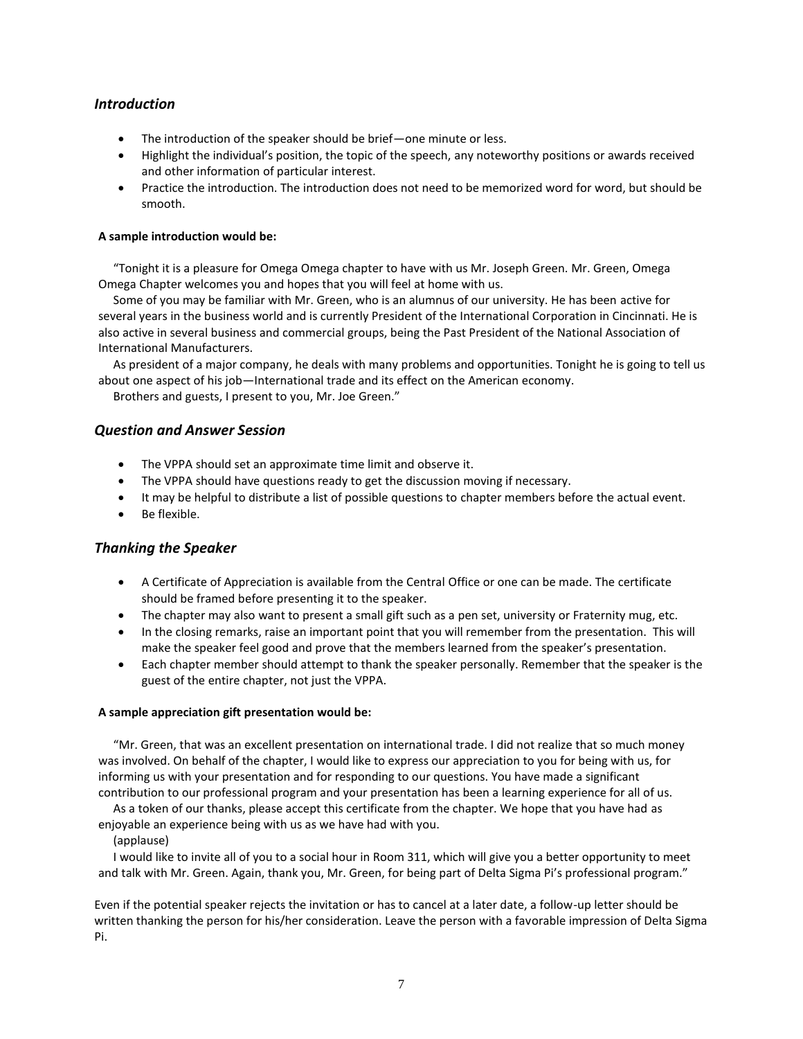### *Introduction*

- The introduction of the speaker should be brief—one minute or less.
- Highlight the individual's position, the topic of the speech, any noteworthy positions or awards received and other information of particular interest.
- Practice the introduction. The introduction does not need to be memorized word for word, but should be smooth.

**A sample introduction would be:**

"Tonight it is a pleasure for Omega Omega chapter to have with us Mr. Joseph Green. Mr. Green, Omega Omega Chapter welcomes you and hopes that you will feel at home with us.

Some of you may be familiar with Mr. Green, who is an alumnus of our university. He has been active for several years in the business world and is currently President of the International Corporation in Cincinnati. He is also active in several business and commercial groups, being the Past President of the National Association of International Manufacturers.

As president of a major company, he deals with many problems and opportunities. Tonight he is going to tell us about one aspect of his job—International trade and its effect on the American economy.

Brothers and guests, I present to you, Mr. Joe Green."

### *Question and Answer Session*

- The VPPA should set an approximate time limit and observe it.
- The VPPA should have questions ready to get the discussion moving if necessary.
- It may be helpful to distribute a list of possible questions to chapter members before the actual event.
- Be flexible.

### *Thanking the Speaker*

- A Certificate of Appreciation is available from the Central Office or one can be made. The certificate should be framed before presenting it to the speaker.
- The chapter may also want to present a small gift such as a pen set, university or Fraternity mug, etc.
- In the closing remarks, raise an important point that you will remember from the presentation. This will make the speaker feel good and prove that the members learned from the speaker's presentation.
- Each chapter member should attempt to thank the speaker personally. Remember that the speaker is the guest of the entire chapter, not just the VPPA.

**A sample appreciation gift presentation would be:**

"Mr. Green, that was an excellent presentation on international trade. I did not realize that so much money was involved. On behalf of the chapter, I would like to express our appreciation to you for being with us, for informing us with your presentation and for responding to our questions. You have made a significant contribution to our professional program and your presentation has been a learning experience for all of us.

As a token of our thanks, please accept this certificate from the chapter. We hope that you have had as enjoyable an experience being with us as we have had with you.

(applause)

I would like to invite all of you to a social hour in Room 311, which will give you a better opportunity to meet and talk with Mr. Green. Again, thank you, Mr. Green, for being part of Delta Sigma Pi's professional program."

Even if the potential speaker rejects the invitation or has to cancel at a later date, a follow-up letter should be written thanking the person for his/her consideration. Leave the person with a favorable impression of Delta Sigma Pi.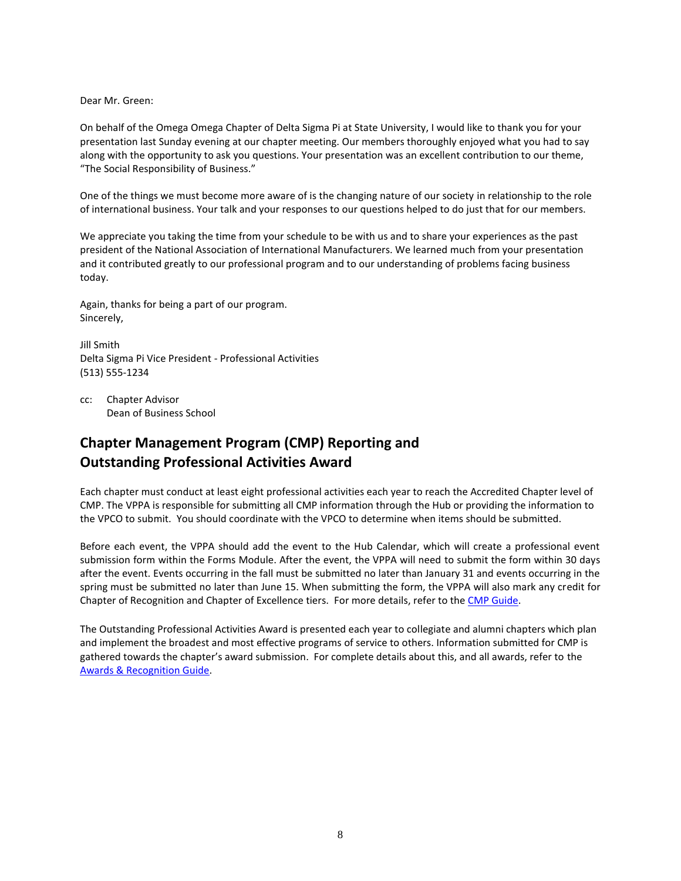Dear Mr. Green:

On behalf of the Omega Omega Chapter of Delta Sigma Pi at State University, I would like to thank you for your presentation last Sunday evening at our chapter meeting. Our members thoroughly enjoyed what you had to say along with the opportunity to ask you questions. Your presentation was an excellent contribution to our theme, "The Social Responsibility of Business."

One of the things we must become more aware of is the changing nature of our society in relationship to the role of international business. Your talk and your responses to our questions helped to do just that for our members.

We appreciate you taking the time from your schedule to be with us and to share your experiences as the past president of the National Association of International Manufacturers. We learned much from your presentation and it contributed greatly to our professional program and to our understanding of problems facing business today.

Again, thanks for being a part of our program.
Sincerely,

Jill Smith
Delta Sigma Pi Vice President - Professional Activities
(513) 555-1234

cc: Chapter Advisor
Dean of Business School

## Chapter Management Program (CMP) Reporting and Outstanding Professional Activities Award

Each chapter must conduct at least eight professional activities each year to reach the Accredited Chapter level of CMP. The VPPA is responsible for submitting all CMP information through the Hub or providing the information to the VPCO to submit. You should coordinate with the VPCO to determine when items should be submitted.

Before each event, the VPPA should add the event to the Hub Calendar, which will create a professional event submission form within the Forms Module. After the event, the VPPA will need to submit the form within 30 days after the event. Events occurring in the fall must be submitted no later than January 31 and events occurring in the spring must be submitted no later than June 15. When submitting the form, the VPPA will also mark any credit for Chapter of Recognition and Chapter of Excellence tiers. For more details, refer to the CMP Guide.

The Outstanding Professional Activities Award is presented each year to collegiate and alumni chapters which plan and implement the broadest and most effective programs of service to others. Information submitted for CMP is gathered towards the chapter's award submission. For complete details about this, and all awards, refer to the Awards & Recognition Guide.